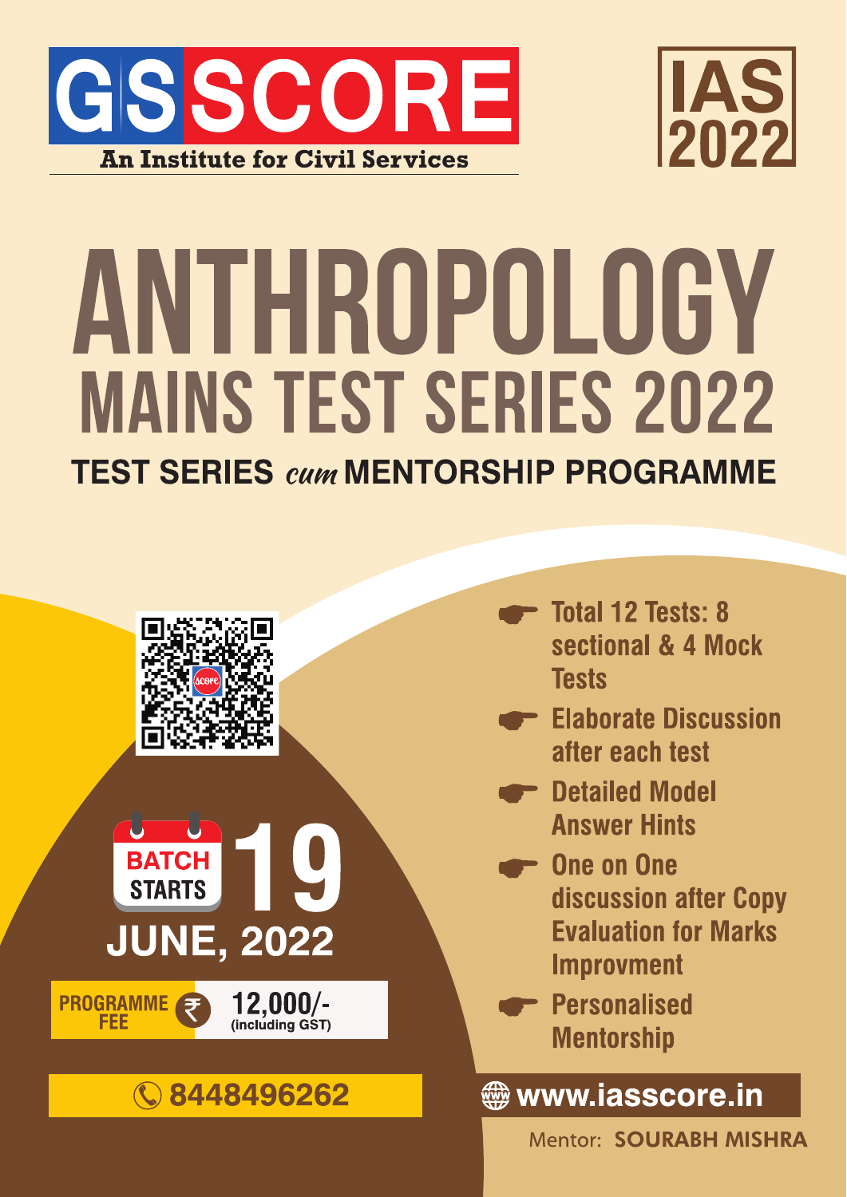# GS SCORE

An Institute for Civil Services

IAS 2022

# ANTHROPOLOGY

## MAINS TEST SERIES 2022

### TEST SERIES *cum* MENTORSHIP PROGRAMME

- Total 12 Tests: 8 sectional & 4 Mock Tests
- Elaborate Discussion after each test
- Detailed Model Answer Hints
- One on One discussion after Copy Evaluation for Marks Improvment
- Personalised Mentorship

**BATCH STARTS 19 JUNE, 2022**

**PROGRAMME FEE ₹ 12,000/-** (including GST)

8448496262

www.iasscore.in

Mentor: **SOURABH MISHRA**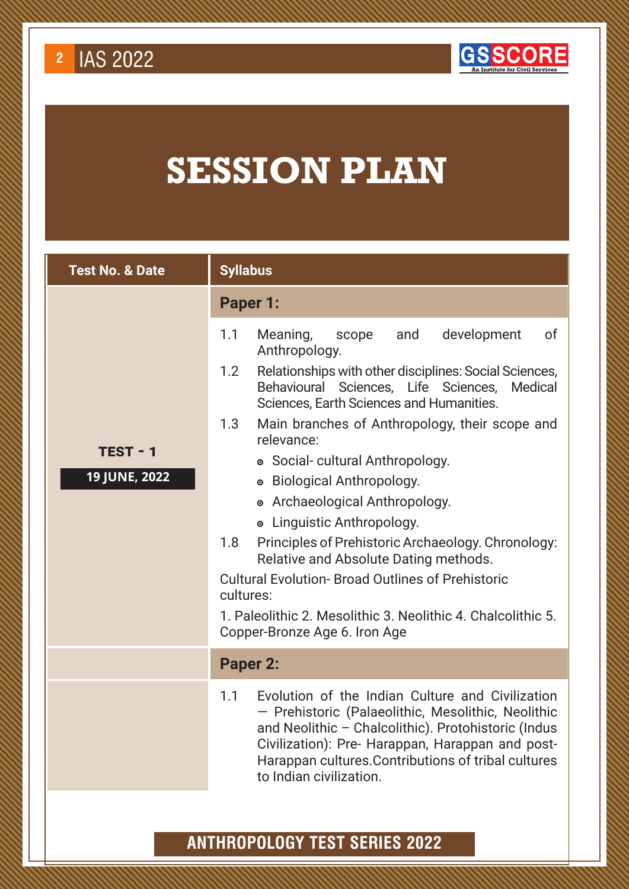# SESSION PLAN

| Test No. & Date | Syllabus |
|---|---|
| | **Paper 1:** |
| **TEST - 1**<br>**19 JUNE, 2022** | 1.1 Meaning, scope and development of Anthropology.<br>1.2 Relationships with other disciplines: Social Sciences, Behavioural Sciences, Life Sciences, Medical Sciences, Earth Sciences and Humanities.<br>1.3 Main branches of Anthropology, their scope and relevance:<br>• Social- cultural Anthropology.<br>• Biological Anthropology.<br>• Archaeological Anthropology.<br>• Linguistic Anthropology.<br>1.8 Principles of Prehistoric Archaeology. Chronology: Relative and Absolute Dating methods.<br>Cultural Evolution- Broad Outlines of Prehistoric cultures:<br>1. Paleolithic 2. Mesolithic 3. Neolithic 4. Chalcolithic 5. Copper-Bronze Age 6. Iron Age |
| | **Paper 2:** |
| | 1.1 Evolution of the Indian Culture and Civilization — Prehistoric (Palaeolithic, Mesolithic, Neolithic and Neolithic – Chalcolithic). Protohistoric (Indus Civilization): Pre- Harappan, Harappan and post-Harappan cultures.Contributions of tribal cultures to Indian civilization. |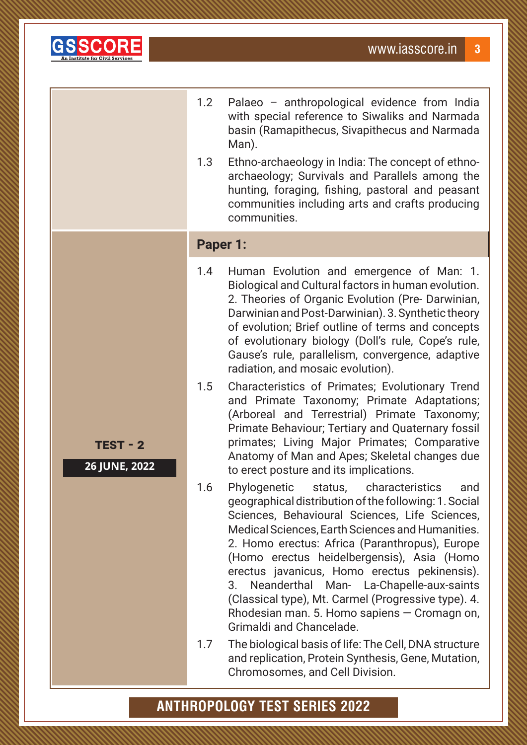| | |
|---|---|
| | 1.2 Palaeo – anthropological evidence from India with special reference to Siwaliks and Narmada basin (Ramapithecus, Sivapithecus and Narmada Man).<br>1.3 Ethno-archaeology in India: The concept of ethno-archaeology; Survivals and Parallels among the hunting, foraging, fishing, pastoral and peasant communities including arts and crafts producing communities. |
| **TEST - 2**<br>**26 JUNE, 2022** | **Paper 1:**<br>1.4 Human Evolution and emergence of Man: 1. Biological and Cultural factors in human evolution. 2. Theories of Organic Evolution (Pre- Darwinian, Darwinian and Post-Darwinian). 3. Synthetic theory of evolution; Brief outline of terms and concepts of evolutionary biology (Doll's rule, Cope's rule, Gause's rule, parallelism, convergence, adaptive radiation, and mosaic evolution).<br>1.5 Characteristics of Primates; Evolutionary Trend and Primate Taxonomy; Primate Adaptations; (Arboreal and Terrestrial) Primate Taxonomy; Primate Behaviour; Tertiary and Quaternary fossil primates; Living Major Primates; Comparative Anatomy of Man and Apes; Skeletal changes due to erect posture and its implications.<br>1.6 Phylogenetic status, characteristics and geographical distribution of the following: 1. Social Sciences, Behavioural Sciences, Life Sciences, Medical Sciences, Earth Sciences and Humanities. 2. Homo erectus: Africa (Paranthropus), Europe (Homo erectus heidelbergensis), Asia (Homo erectus javanicus, Homo erectus pekinensis). 3. Neanderthal Man- La-Chapelle-aux-saints (Classical type), Mt. Carmel (Progressive type). 4. Rhodesian man. 5. Homo sapiens — Cromagn on, Grimaldi and Chancelade.<br>1.7 The biological basis of life: The Cell, DNA structure and replication, Protein Synthesis, Gene, Mutation, Chromosomes, and Cell Division. |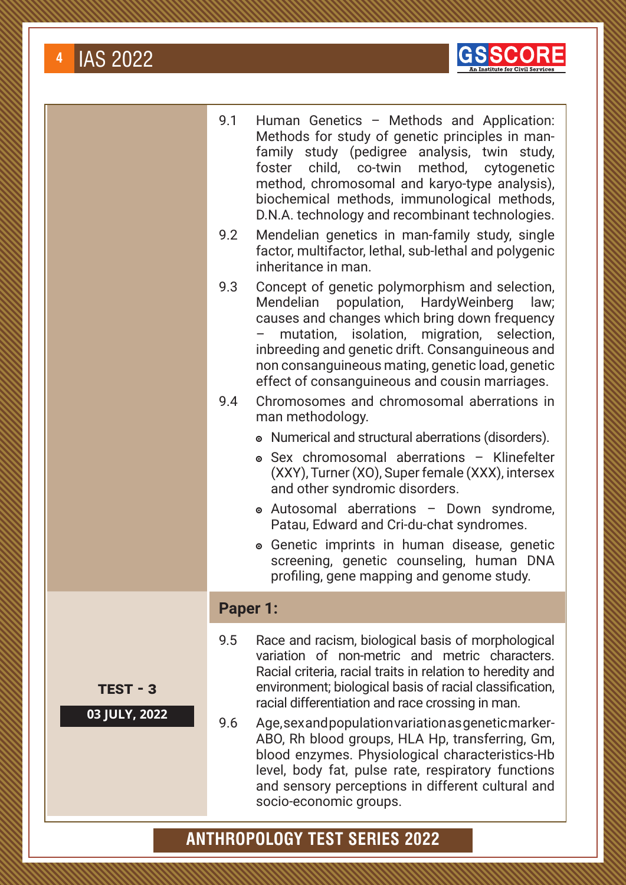9.1 Human Genetics – Methods and Application: Methods for study of genetic principles in man-family study (pedigree analysis, twin study, foster child, co-twin method, cytogenetic method, chromosomal and karyo-type analysis), biochemical methods, immunological methods, D.N.A. technology and recombinant technologies.

9.2 Mendelian genetics in man-family study, single factor, multifactor, lethal, sub-lethal and polygenic inheritance in man.

9.3 Concept of genetic polymorphism and selection, Mendelian population, HardyWeinberg law; causes and changes which bring down frequency – mutation, isolation, migration, selection, inbreeding and genetic drift. Consanguineous and non consanguineous mating, genetic load, genetic effect of consanguineous and cousin marriages.

9.4 Chromosomes and chromosomal aberrations in man methodology.

- Numerical and structural aberrations (disorders).
- Sex chromosomal aberrations – Klinefelter (XXY), Turner (XO), Super female (XXX), intersex and other syndromic disorders.
- Autosomal aberrations – Down syndrome, Patau, Edward and Cri-du-chat syndromes.
- Genetic imprints in human disease, genetic screening, genetic counseling, human DNA profiling, gene mapping and genome study.

**TEST - 3**

**03 JULY, 2022**

## Paper 1:

9.5 Race and racism, biological basis of morphological variation of non-metric and metric characters. Racial criteria, racial traits in relation to heredity and environment; biological basis of racial classification, racial differentiation and race crossing in man.

9.6 Age,sexandpopulationvariationasgeneticmarker-ABO, Rh blood groups, HLA Hp, transferring, Gm, blood enzymes. Physiological characteristics-Hb level, body fat, pulse rate, respiratory functions and sensory perceptions in different cultural and socio-economic groups.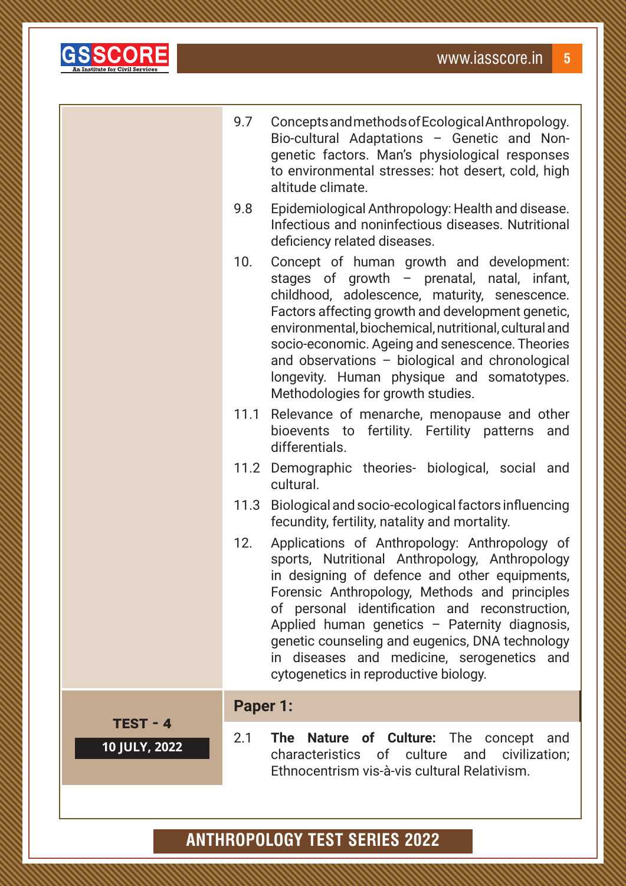9.7 Concepts and methods of Ecological Anthropology. Bio-cultural Adaptations – Genetic and Non-genetic factors. Man's physiological responses to environmental stresses: hot desert, cold, high altitude climate.

9.8 Epidemiological Anthropology: Health and disease. Infectious and noninfectious diseases. Nutritional deficiency related diseases.

10. Concept of human growth and development: stages of growth – prenatal, natal, infant, childhood, adolescence, maturity, senescence. Factors affecting growth and development genetic, environmental, biochemical, nutritional, cultural and socio-economic. Ageing and senescence. Theories and observations – biological and chronological longevity. Human physique and somatotypes. Methodologies for growth studies.

11.1 Relevance of menarche, menopause and other bioevents to fertility. Fertility patterns and differentials.

11.2 Demographic theories- biological, social and cultural.

11.3 Biological and socio-ecological factors influencing fecundity, fertility, natality and mortality.

12. Applications of Anthropology: Anthropology of sports, Nutritional Anthropology, Anthropology in designing of defence and other equipments, Forensic Anthropology, Methods and principles of personal identification and reconstruction, Applied human genetics – Paternity diagnosis, genetic counseling and eugenics, DNA technology in diseases and medicine, serogenetics and cytogenetics in reproductive biology.

**TEST - 4**

**10 JULY, 2022**

**Paper 1:**

2.1 **The Nature of Culture:** The concept and characteristics of culture and civilization; Ethnocentrism vis-à-vis cultural Relativism.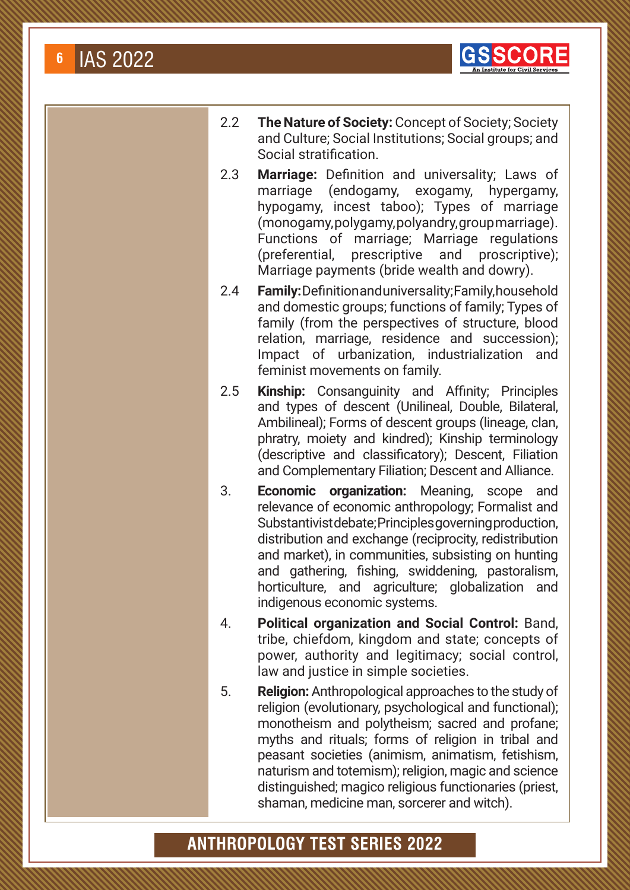2.2 **The Nature of Society:** Concept of Society; Society and Culture; Social Institutions; Social groups; and Social stratification.

2.3 **Marriage:** Definition and universality; Laws of marriage (endogamy, exogamy, hypergamy, hypogamy, incest taboo); Types of marriage (monogamy, polygamy, polyandry, group marriage). Functions of marriage; Marriage regulations (preferential, prescriptive and proscriptive); Marriage payments (bride wealth and dowry).

2.4 **Family:** Definition and universality; Family, household and domestic groups; functions of family; Types of family (from the perspectives of structure, blood relation, marriage, residence and succession); Impact of urbanization, industrialization and feminist movements on family.

2.5 **Kinship:** Consanguinity and Affinity; Principles and types of descent (Unilineal, Double, Bilateral, Ambilineal); Forms of descent groups (lineage, clan, phratry, moiety and kindred); Kinship terminology (descriptive and classificatory); Descent, Filiation and Complementary Filiation; Descent and Alliance.

3. **Economic organization:** Meaning, scope and relevance of economic anthropology; Formalist and Substantivist debate; Principles governing production, distribution and exchange (reciprocity, redistribution and market), in communities, subsisting on hunting and gathering, fishing, swiddening, pastoralism, horticulture, and agriculture; globalization and indigenous economic systems.

4. **Political organization and Social Control:** Band, tribe, chiefdom, kingdom and state; concepts of power, authority and legitimacy; social control, law and justice in simple societies.

5. **Religion:** Anthropological approaches to the study of religion (evolutionary, psychological and functional); monotheism and polytheism; sacred and profane; myths and rituals; forms of religion in tribal and peasant societies (animism, animatism, fetishism, naturism and totemism); religion, magic and science distinguished; magico religious functionaries (priest, shaman, medicine man, sorcerer and witch).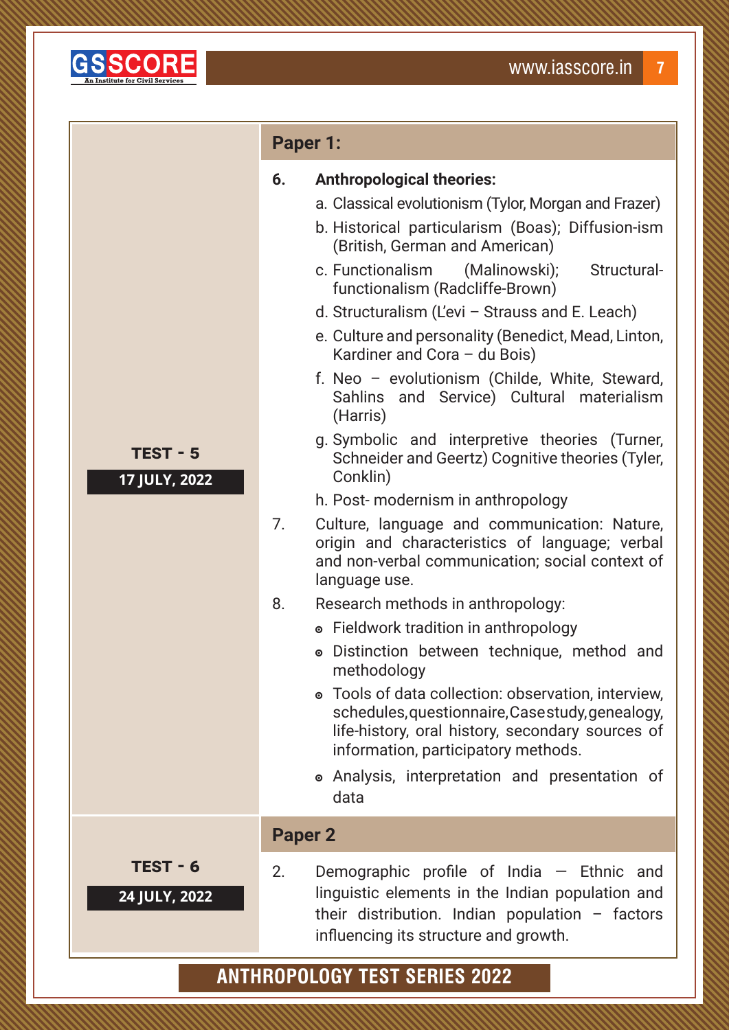| | |
|---|---|
| **TEST - 5**<br>**17 JULY, 2022** | **Paper 1:**<br><br>**6. Anthropological theories:**<br>a. Classical evolutionism (Tylor, Morgan and Frazer)<br>b. Historical particularism (Boas); Diffusion-ism (British, German and American)<br>c. Functionalism (Malinowski); Structural-functionalism (Radcliffe-Brown)<br>d. Structuralism (L'evi – Strauss and E. Leach)<br>e. Culture and personality (Benedict, Mead, Linton, Kardiner and Cora – du Bois)<br>f. Neo – evolutionism (Childe, White, Steward, Sahlins and Service) Cultural materialism (Harris)<br>g. Symbolic and interpretive theories (Turner, Schneider and Geertz) Cognitive theories (Tyler, Conklin)<br>h. Post- modernism in anthropology<br><br>7. Culture, language and communication: Nature, origin and characteristics of language; verbal and non-verbal communication; social context of language use.<br><br>8. Research methods in anthropology:<br>• Fieldwork tradition in anthropology<br>• Distinction between technique, method and methodology<br>• Tools of data collection: observation, interview, schedules, questionnaire, Case study, genealogy, life-history, oral history, secondary sources of information, participatory methods.<br>• Analysis, interpretation and presentation of data |
| **TEST - 6**<br>**24 JULY, 2022** | **Paper 2**<br><br>2. Demographic profile of India — Ethnic and linguistic elements in the Indian population and their distribution. Indian population – factors influencing its structure and growth. |

**ANTHROPOLOGY TEST SERIES 2022**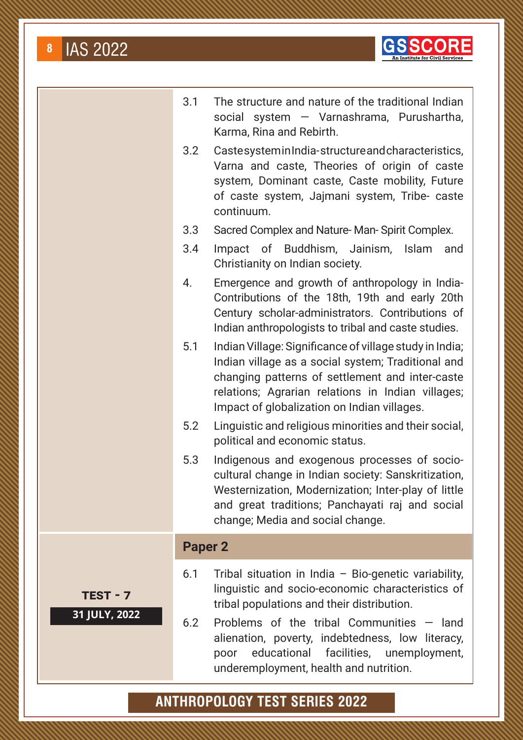| | |
|---|---|
| | 3.1 The structure and nature of the traditional Indian social system — Varnashrama, Purushartha, Karma, Rina and Rebirth.<br>3.2 Caste system in India- structure and characteristics, Varna and caste, Theories of origin of caste system, Dominant caste, Caste mobility, Future of caste system, Jajmani system, Tribe- caste continuum.<br>3.3 Sacred Complex and Nature- Man- Spirit Complex.<br>3.4 Impact of Buddhism, Jainism, Islam and Christianity on Indian society.<br>4. Emergence and growth of anthropology in India- Contributions of the 18th, 19th and early 20th Century scholar-administrators. Contributions of Indian anthropologists to tribal and caste studies.<br>5.1 Indian Village: Significance of village study in India; Indian village as a social system; Traditional and changing patterns of settlement and inter-caste relations; Agrarian relations in Indian villages; Impact of globalization on Indian villages.<br>5.2 Linguistic and religious minorities and their social, political and economic status.<br>5.3 Indigenous and exogenous processes of socio-cultural change in Indian society: Sanskritization, Westernization, Modernization; Inter-play of little and great traditions; Panchayati raj and social change; Media and social change. |
| **TEST - 7**<br>**31 JULY, 2022** | **Paper 2**<br>6.1 Tribal situation in India – Bio-genetic variability, linguistic and socio-economic characteristics of tribal populations and their distribution.<br>6.2 Problems of the tribal Communities — land alienation, poverty, indebtedness, low literacy, poor educational facilities, unemployment, underemployment, health and nutrition. |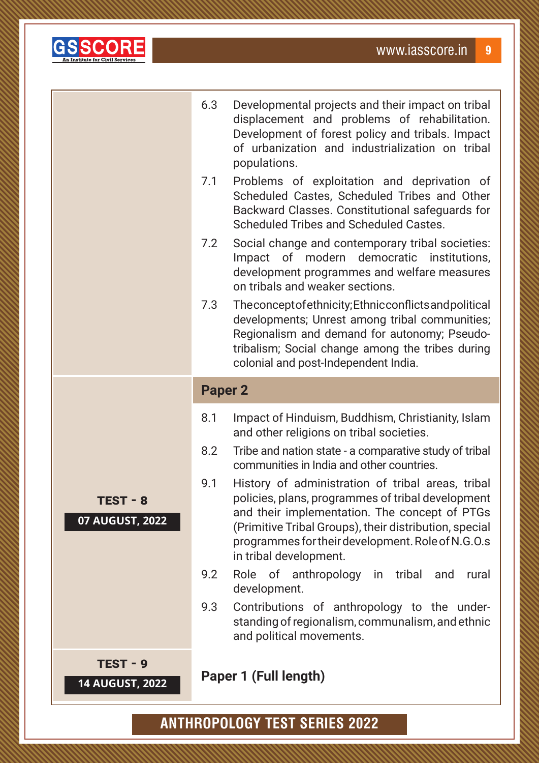| | |
|---|---|
| | 6.3 Developmental projects and their impact on tribal displacement and problems of rehabilitation. Development of forest policy and tribals. Impact of urbanization and industrialization on tribal populations.<br>7.1 Problems of exploitation and deprivation of Scheduled Castes, Scheduled Tribes and Other Backward Classes. Constitutional safeguards for Scheduled Tribes and Scheduled Castes.<br>7.2 Social change and contemporary tribal societies: Impact of modern democratic institutions, development programmes and welfare measures on tribals and weaker sections.<br>7.3 The concept of ethnicity; Ethnic conflicts and political developments; Unrest among tribal communities; Regionalism and demand for autonomy; Pseudo-tribalism; Social change among the tribes during colonial and post-Independent India. |
| **TEST - 8**<br>**07 AUGUST, 2022** | **Paper 2**<br>8.1 Impact of Hinduism, Buddhism, Christianity, Islam and other religions on tribal societies.<br>8.2 Tribe and nation state - a comparative study of tribal communities in India and other countries.<br>9.1 History of administration of tribal areas, tribal policies, plans, programmes of tribal development and their implementation. The concept of PTGs (Primitive Tribal Groups), their distribution, special programmes for their development. Role of N.G.O.s in tribal development.<br>9.2 Role of anthropology in tribal and rural development.<br>9.3 Contributions of anthropology to the understanding of regionalism, communalism, and ethnic and political movements. |
| **TEST - 9**<br>**14 AUGUST, 2022** | **Paper 1 (Full length)** |

**ANTHROPOLOGY TEST SERIES 2022**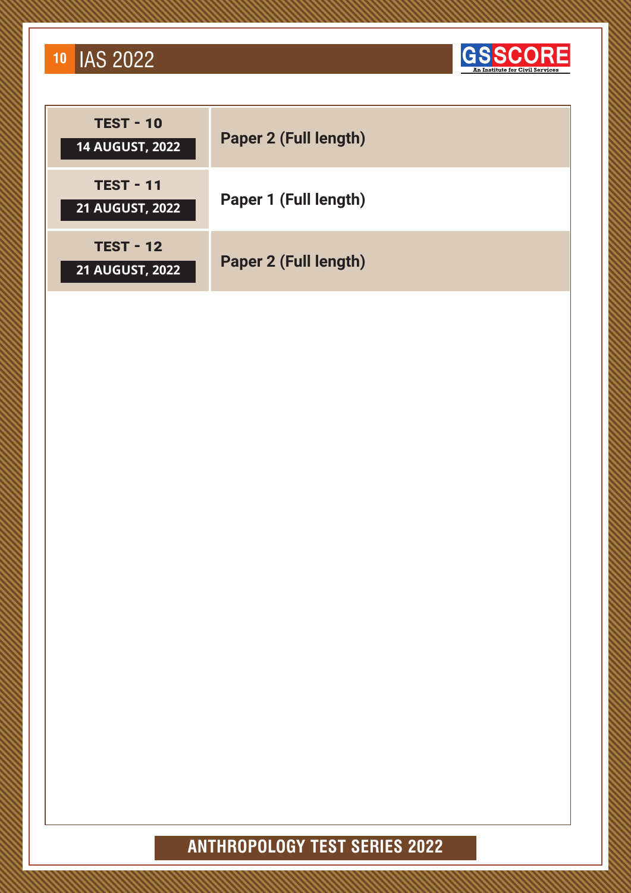| | |
|---|---|
| **TEST - 10**<br>**14 AUGUST, 2022** | **Paper 2 (Full length)** |
| **TEST - 11**<br>**21 AUGUST, 2022** | **Paper 1 (Full length)** |
| **TEST - 12**<br>**21 AUGUST, 2022** | **Paper 2 (Full length)** |